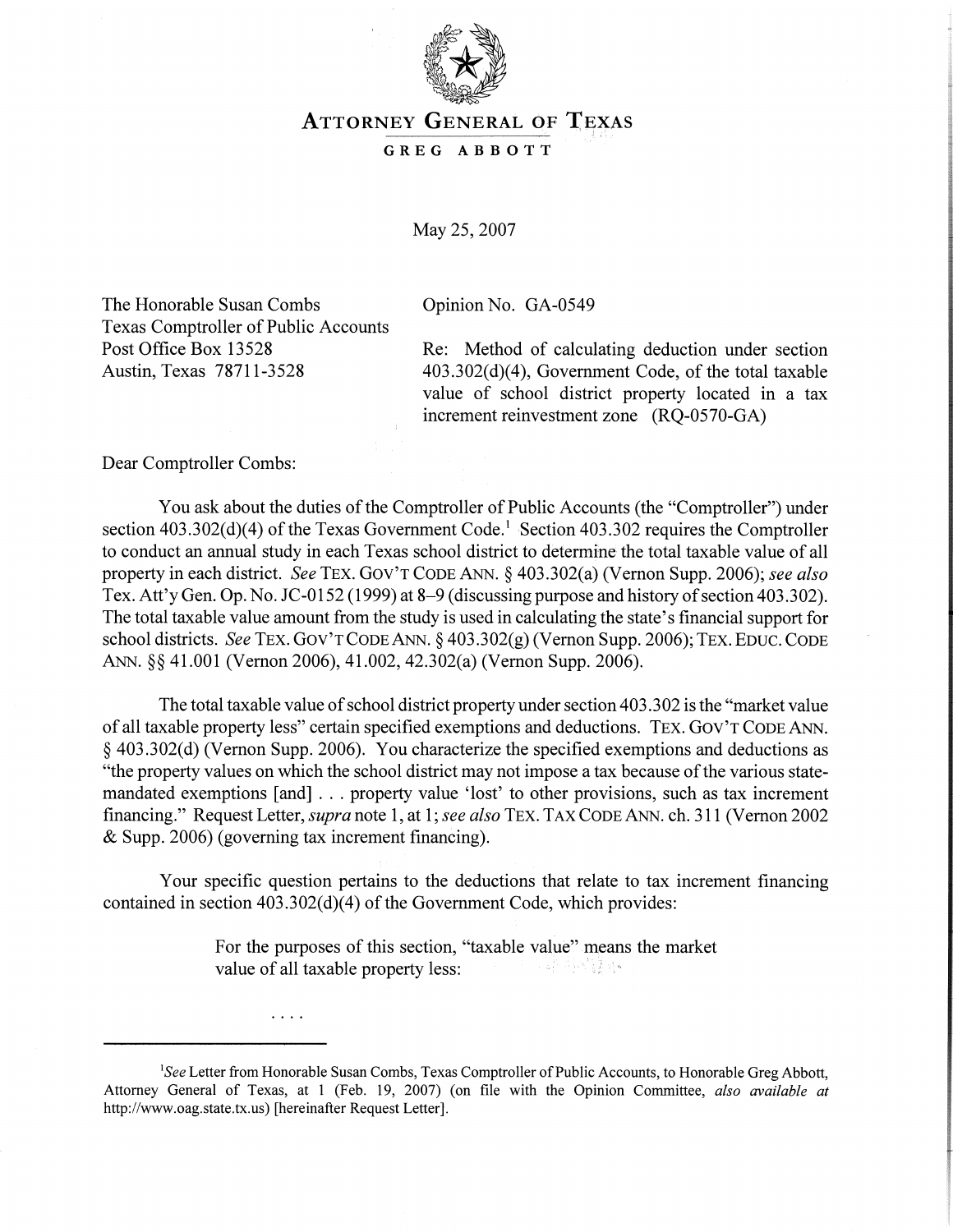# ATTORNEY GENERAL OF TEXAS

## GREG ABBOTT

May 25, 2007

The Honorable Susan Combs
Texas Comptroller of Public Accounts
Post Office Box 13528
Austin, Texas 78711-3528

Opinion No. GA-0549

Re: Method of calculating deduction under section 403.302(d)(4), Government Code, of the total taxable value of school district property located in a tax increment reinvestment zone (RQ-0570-GA)

Dear Comptroller Combs:

You ask about the duties of the Comptroller of Public Accounts (the "Comptroller") under section 403.302(d)(4) of the Texas Government Code.[1] Section 403.302 requires the Comptroller to conduct an annual study in each Texas school district to determine the total taxable value of all property in each district. *See* TEX. GOV'T CODE ANN. § 403.302(a) (Vernon Supp. 2006); *see also* Tex. Att'y Gen. Op. No. JC-0152 (1999) at 8–9 (discussing purpose and history of section 403.302). The total taxable value amount from the study is used in calculating the state's financial support for school districts. *See* TEX. GOV'T CODE ANN. § 403.302(g) (Vernon Supp. 2006); TEX. EDUC. CODE ANN. §§ 41.001 (Vernon 2006), 41.002, 42.302(a) (Vernon Supp. 2006).

The total taxable value of school district property under section 403.302 is the "market value of all taxable property less" certain specified exemptions and deductions. TEX. GOV'T CODE ANN. § 403.302(d) (Vernon Supp. 2006). You characterize the specified exemptions and deductions as "the property values on which the school district may not impose a tax because of the various state-mandated exemptions [and] . . . property value 'lost' to other provisions, such as tax increment financing." Request Letter, *supra* note 1, at 1; *see also* TEX. TAX CODE ANN. ch. 311 (Vernon 2002 & Supp. 2006) (governing tax increment financing).

Your specific question pertains to the deductions that relate to tax increment financing contained in section 403.302(d)(4) of the Government Code, which provides:

> For the purposes of this section, "taxable value" means the market value of all taxable property less:
>
> . . . .

---

[1] *See* Letter from Honorable Susan Combs, Texas Comptroller of Public Accounts, to Honorable Greg Abbott, Attorney General of Texas, at 1 (Feb. 19, 2007) (on file with the Opinion Committee, *also available at* http://www.oag.state.tx.us) [hereinafter Request Letter].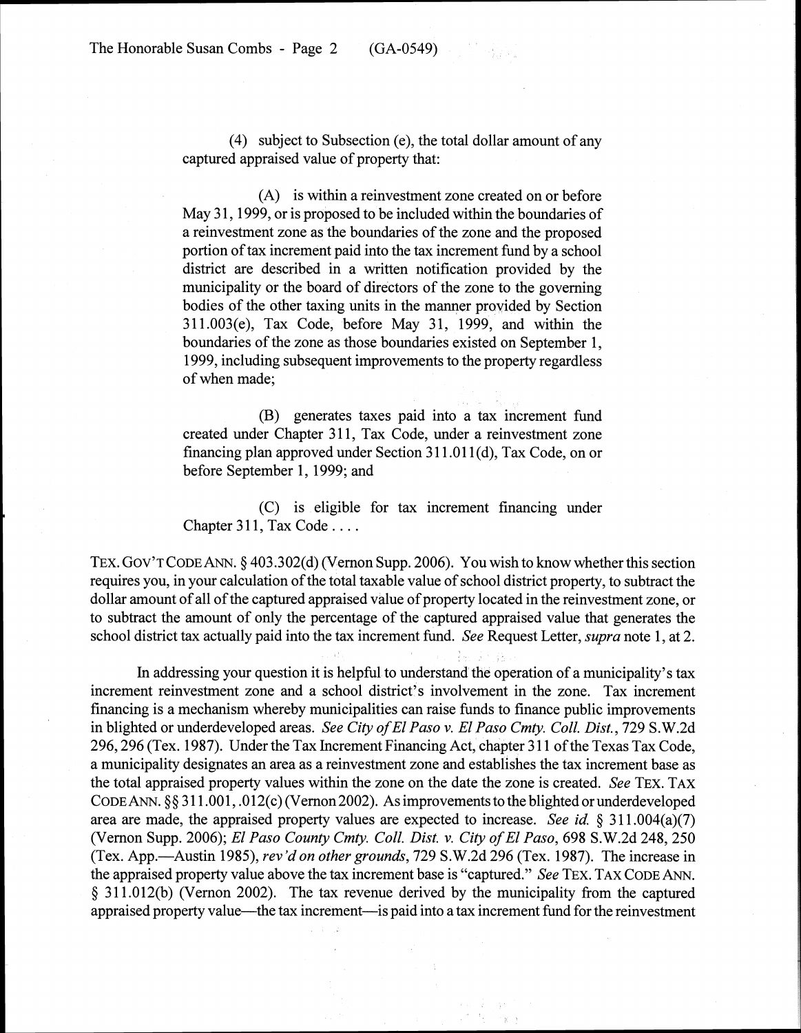(4) subject to Subsection (e), the total dollar amount of any captured appraised value of property that:

(A) is within a reinvestment zone created on or before May 31, 1999, or is proposed to be included within the boundaries of a reinvestment zone as the boundaries of the zone and the proposed portion of tax increment paid into the tax increment fund by a school district are described in a written notification provided by the municipality or the board of directors of the zone to the governing bodies of the other taxing units in the manner provided by Section 311.003(e), Tax Code, before May 31, 1999, and within the boundaries of the zone as those boundaries existed on September 1, 1999, including subsequent improvements to the property regardless of when made;

(B) generates taxes paid into a tax increment fund created under Chapter 311, Tax Code, under a reinvestment zone financing plan approved under Section 311.011(d), Tax Code, on or before September 1, 1999; and

(C) is eligible for tax increment financing under Chapter 311, Tax Code . . . .

TEX. GOV'T CODE ANN. § 403.302(d) (Vernon Supp. 2006). You wish to know whether this section requires you, in your calculation of the total taxable value of school district property, to subtract the dollar amount of all of the captured appraised value of property located in the reinvestment zone, or to subtract the amount of only the percentage of the captured appraised value that generates the school district tax actually paid into the tax increment fund. *See* Request Letter, *supra* note 1, at 2.

In addressing your question it is helpful to understand the operation of a municipality's tax increment reinvestment zone and a school district's involvement in the zone. Tax increment financing is a mechanism whereby municipalities can raise funds to finance public improvements in blighted or underdeveloped areas. *See City of El Paso v. El Paso Cmty. Coll. Dist.*, 729 S.W.2d 296, 296 (Tex. 1987). Under the Tax Increment Financing Act, chapter 311 of the Texas Tax Code, a municipality designates an area as a reinvestment zone and establishes the tax increment base as the total appraised property values within the zone on the date the zone is created. *See* TEX. TAX CODE ANN. §§ 311.001, .012(c) (Vernon 2002). As improvements to the blighted or underdeveloped area are made, the appraised property values are expected to increase. *See id.* § 311.004(a)(7) (Vernon Supp. 2006); *El Paso County Cmty. Coll. Dist. v. City of El Paso*, 698 S.W.2d 248, 250 (Tex. App.—Austin 1985), *rev'd on other grounds*, 729 S.W.2d 296 (Tex. 1987). The increase in the appraised property value above the tax increment base is "captured." *See* TEX. TAX CODE ANN. § 311.012(b) (Vernon 2002). The tax revenue derived by the municipality from the captured appraised property value—the tax increment—is paid into a tax increment fund for the reinvestment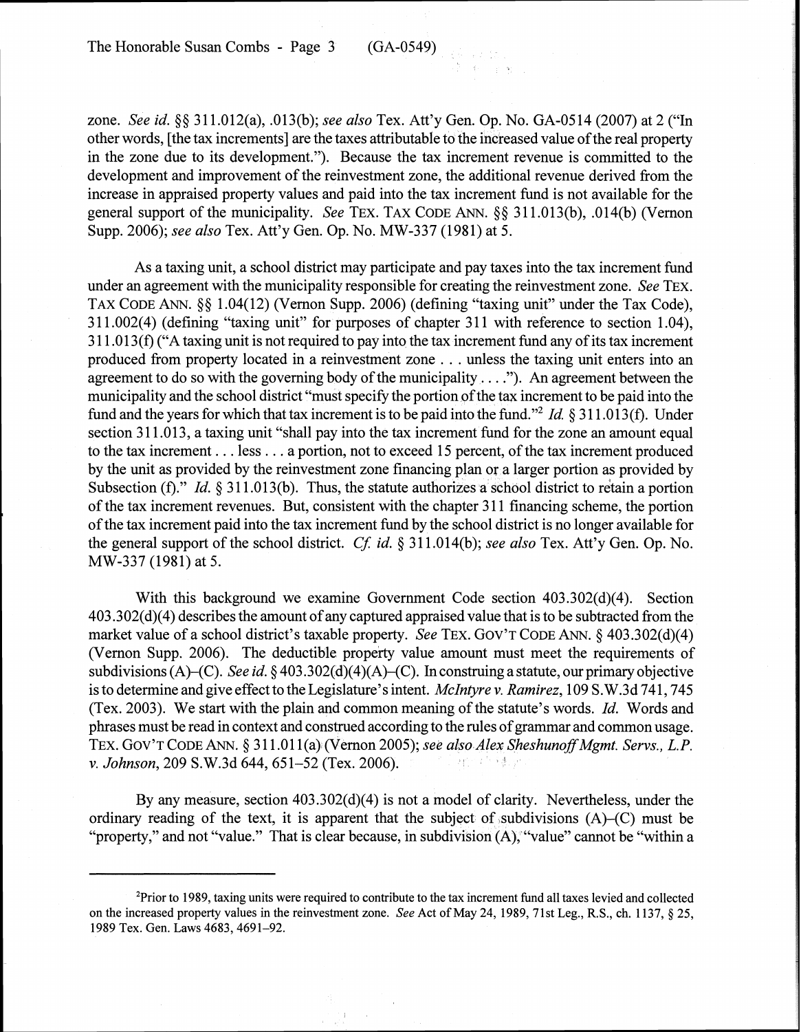zone. *See id.* §§ 311.012(a), .013(b); *see also* Tex. Att'y Gen. Op. No. GA-0514 (2007) at 2 ("In other words, [the tax increments] are the taxes attributable to the increased value of the real property in the zone due to its development."). Because the tax increment revenue is committed to the development and improvement of the reinvestment zone, the additional revenue derived from the increase in appraised property values and paid into the tax increment fund is not available for the general support of the municipality. *See* TEX. TAX CODE ANN. §§ 311.013(b), .014(b) (Vernon Supp. 2006); *see also* Tex. Att'y Gen. Op. No. MW-337 (1981) at 5.

As a taxing unit, a school district may participate and pay taxes into the tax increment fund under an agreement with the municipality responsible for creating the reinvestment zone. *See* TEX. TAX CODE ANN. §§ 1.04(12) (Vernon Supp. 2006) (defining "taxing unit" under the Tax Code), 311.002(4) (defining "taxing unit" for purposes of chapter 311 with reference to section 1.04), 311.013(f) ("A taxing unit is not required to pay into the tax increment fund any of its tax increment produced from property located in a reinvestment zone . . . unless the taxing unit enters into an agreement to do so with the governing body of the municipality . . . ."). An agreement between the municipality and the school district "must specify the portion of the tax increment to be paid into the fund and the years for which that tax increment is to be paid into the fund."[2] *Id.* § 311.013(f). Under section 311.013, a taxing unit "shall pay into the tax increment fund for the zone an amount equal to the tax increment . . . less . . . a portion, not to exceed 15 percent, of the tax increment produced by the unit as provided by the reinvestment zone financing plan or a larger portion as provided by Subsection (f)." *Id.* § 311.013(b). Thus, the statute authorizes a school district to retain a portion of the tax increment revenues. But, consistent with the chapter 311 financing scheme, the portion of the tax increment paid into the tax increment fund by the school district is no longer available for the general support of the school district. *Cf. id.* § 311.014(b); *see also* Tex. Att'y Gen. Op. No. MW-337 (1981) at 5.

With this background we examine Government Code section 403.302(d)(4). Section 403.302(d)(4) describes the amount of any captured appraised value that is to be subtracted from the market value of a school district's taxable property. *See* TEX. GOV'T CODE ANN. § 403.302(d)(4) (Vernon Supp. 2006). The deductible property value amount must meet the requirements of subdivisions (A)–(C). *See id.* § 403.302(d)(4)(A)–(C). In construing a statute, our primary objective is to determine and give effect to the Legislature's intent. *McIntyre v. Ramirez*, 109 S.W.3d 741, 745 (Tex. 2003). We start with the plain and common meaning of the statute's words. *Id.* Words and phrases must be read in context and construed according to the rules of grammar and common usage. TEX. GOV'T CODE ANN. § 311.011(a) (Vernon 2005); *see also Alex Sheshunoff Mgmt. Servs., L.P. v. Johnson*, 209 S.W.3d 644, 651–52 (Tex. 2006).

By any measure, section 403.302(d)(4) is not a model of clarity. Nevertheless, under the ordinary reading of the text, it is apparent that the subject of subdivisions (A)–(C) must be "property," and not "value." That is clear because, in subdivision (A), "value" cannot be "within a

---

[2]Prior to 1989, taxing units were required to contribute to the tax increment fund all taxes levied and collected on the increased property values in the reinvestment zone. *See* Act of May 24, 1989, 71st Leg., R.S., ch. 1137, § 25, 1989 Tex. Gen. Laws 4683, 4691–92.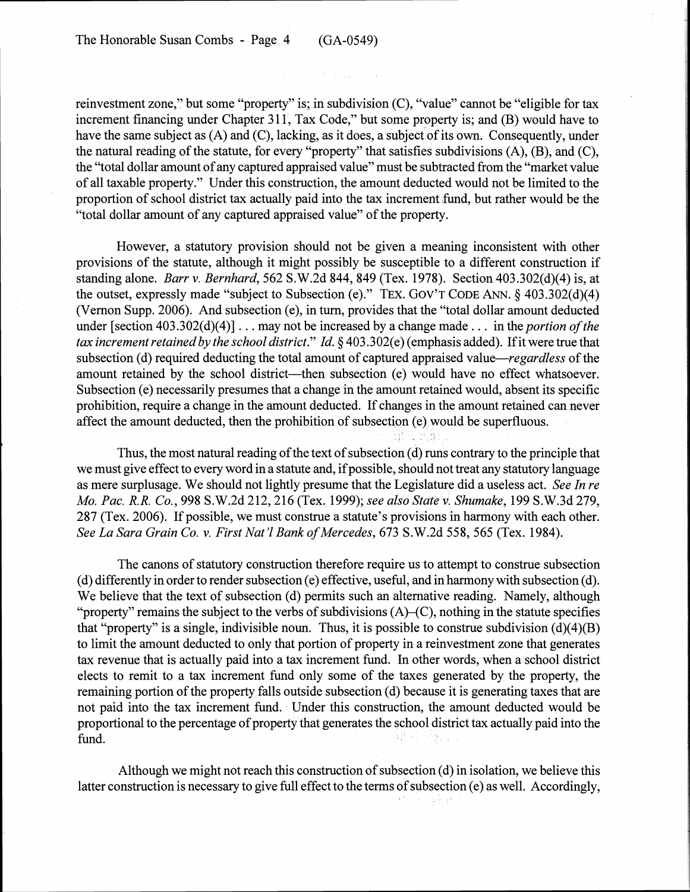reinvestment zone," but some "property" is; in subdivision (C), "value" cannot be "eligible for tax increment financing under Chapter 311, Tax Code," but some property is; and (B) would have to have the same subject as (A) and (C), lacking, as it does, a subject of its own. Consequently, under the natural reading of the statute, for every "property" that satisfies subdivisions (A), (B), and (C), the "total dollar amount of any captured appraised value" must be subtracted from the "market value of all taxable property." Under this construction, the amount deducted would not be limited to the proportion of school district tax actually paid into the tax increment fund, but rather would be the "total dollar amount of any captured appraised value" of the property.

However, a statutory provision should not be given a meaning inconsistent with other provisions of the statute, although it might possibly be susceptible to a different construction if standing alone. *Barr v. Bernhard*, 562 S.W.2d 844, 849 (Tex. 1978). Section 403.302(d)(4) is, at the outset, expressly made "subject to Subsection (e)." TEX. GOV'T CODE ANN. § 403.302(d)(4) (Vernon Supp. 2006). And subsection (e), in turn, provides that the "total dollar amount deducted under [section 403.302(d)(4)] . . . may not be increased by a change made . . . in the *portion of the tax increment retained by the school district*." *Id.* § 403.302(e) (emphasis added). If it were true that subsection (d) required deducting the total amount of captured appraised value—*regardless* of the amount retained by the school district—then subsection (e) would have no effect whatsoever. Subsection (e) necessarily presumes that a change in the amount retained would, absent its specific prohibition, require a change in the amount deducted. If changes in the amount retained can never affect the amount deducted, then the prohibition of subsection (e) would be superfluous.

Thus, the most natural reading of the text of subsection (d) runs contrary to the principle that we must give effect to every word in a statute and, if possible, should not treat any statutory language as mere surplusage. We should not lightly presume that the Legislature did a useless act. *See In re Mo. Pac. R.R. Co.*, 998 S.W.2d 212, 216 (Tex. 1999); *see also State v. Shumake*, 199 S.W.3d 279, 287 (Tex. 2006). If possible, we must construe a statute's provisions in harmony with each other. *See La Sara Grain Co. v. First Nat'l Bank of Mercedes*, 673 S.W.2d 558, 565 (Tex. 1984).

The canons of statutory construction therefore require us to attempt to construe subsection (d) differently in order to render subsection (e) effective, useful, and in harmony with subsection (d). We believe that the text of subsection (d) permits such an alternative reading. Namely, although "property" remains the subject to the verbs of subdivisions (A)–(C), nothing in the statute specifies that "property" is a single, indivisible noun. Thus, it is possible to construe subdivision (d)(4)(B) to limit the amount deducted to only that portion of property in a reinvestment zone that generates tax revenue that is actually paid into a tax increment fund. In other words, when a school district elects to remit to a tax increment fund only some of the taxes generated by the property, the remaining portion of the property falls outside subsection (d) because it is generating taxes that are not paid into the tax increment fund. Under this construction, the amount deducted would be proportional to the percentage of property that generates the school district tax actually paid into the fund.

Although we might not reach this construction of subsection (d) in isolation, we believe this latter construction is necessary to give full effect to the terms of subsection (e) as well. Accordingly,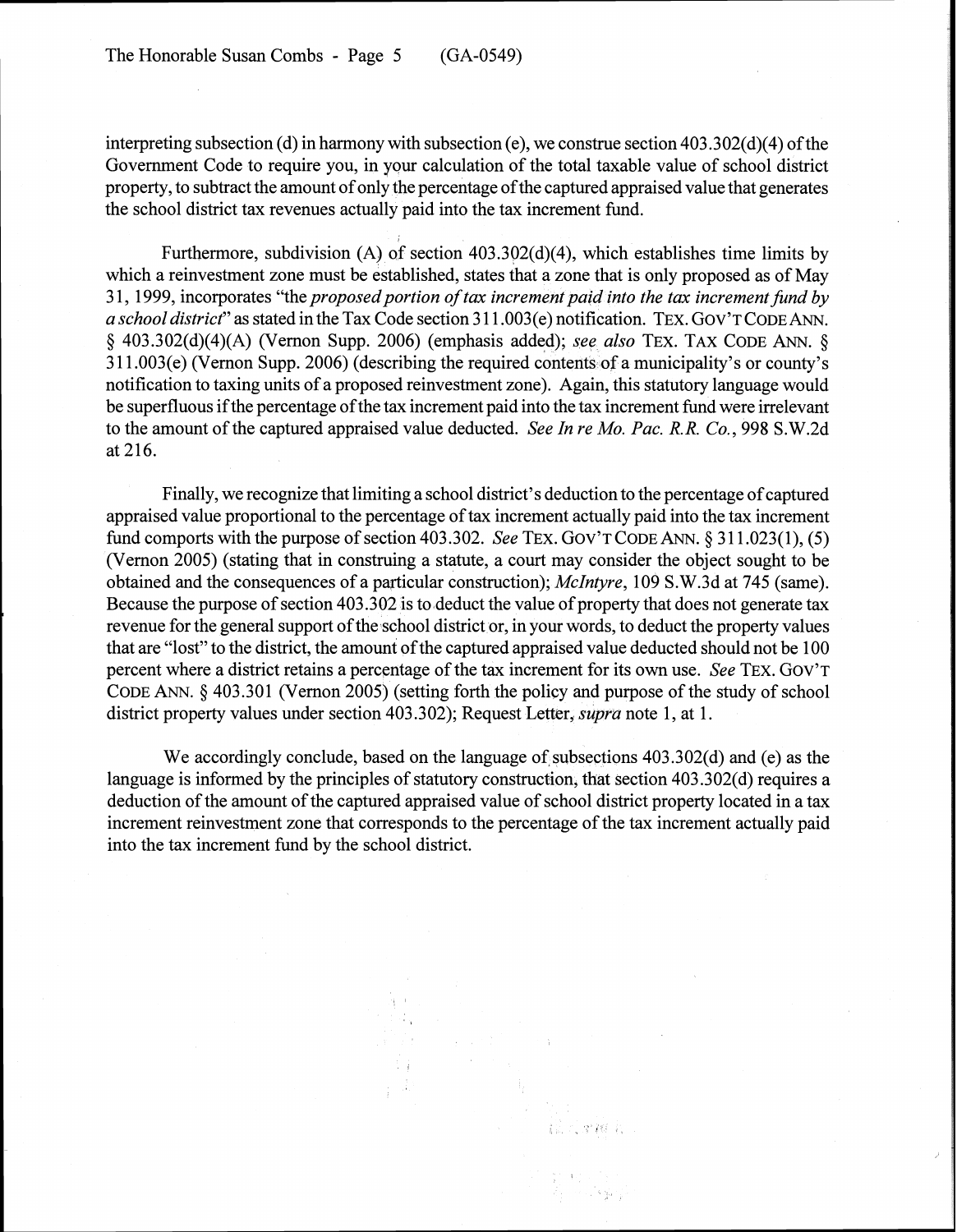interpreting subsection (d) in harmony with subsection (e), we construe section 403.302(d)(4) of the Government Code to require you, in your calculation of the total taxable value of school district property, to subtract the amount of only the percentage of the captured appraised value that generates the school district tax revenues actually paid into the tax increment fund.

Furthermore, subdivision (A) of section 403.302(d)(4), which establishes time limits by which a reinvestment zone must be established, states that a zone that is only proposed as of May 31, 1999, incorporates "the *proposed portion of tax increment paid into the tax increment fund by a school district*" as stated in the Tax Code section 311.003(e) notification. TEX. GOV'T CODE ANN. § 403.302(d)(4)(A) (Vernon Supp. 2006) (emphasis added); *see also* TEX. TAX CODE ANN. § 311.003(e) (Vernon Supp. 2006) (describing the required contents of a municipality's or county's notification to taxing units of a proposed reinvestment zone). Again, this statutory language would be superfluous if the percentage of the tax increment paid into the tax increment fund were irrelevant to the amount of the captured appraised value deducted. *See In re Mo. Pac. R.R. Co.*, 998 S.W.2d at 216.

Finally, we recognize that limiting a school district's deduction to the percentage of captured appraised value proportional to the percentage of tax increment actually paid into the tax increment fund comports with the purpose of section 403.302. *See* TEX. GOV'T CODE ANN. § 311.023(1), (5) (Vernon 2005) (stating that in construing a statute, a court may consider the object sought to be obtained and the consequences of a particular construction); *McIntyre*, 109 S.W.3d at 745 (same). Because the purpose of section 403.302 is to deduct the value of property that does not generate tax revenue for the general support of the school district or, in your words, to deduct the property values that are "lost" to the district, the amount of the captured appraised value deducted should not be 100 percent where a district retains a percentage of the tax increment for its own use. *See* TEX. GOV'T CODE ANN. § 403.301 (Vernon 2005) (setting forth the policy and purpose of the study of school district property values under section 403.302); Request Letter, *supra* note 1, at 1.

We accordingly conclude, based on the language of subsections 403.302(d) and (e) as the language is informed by the principles of statutory construction, that section 403.302(d) requires a deduction of the amount of the captured appraised value of school district property located in a tax increment reinvestment zone that corresponds to the percentage of the tax increment actually paid into the tax increment fund by the school district.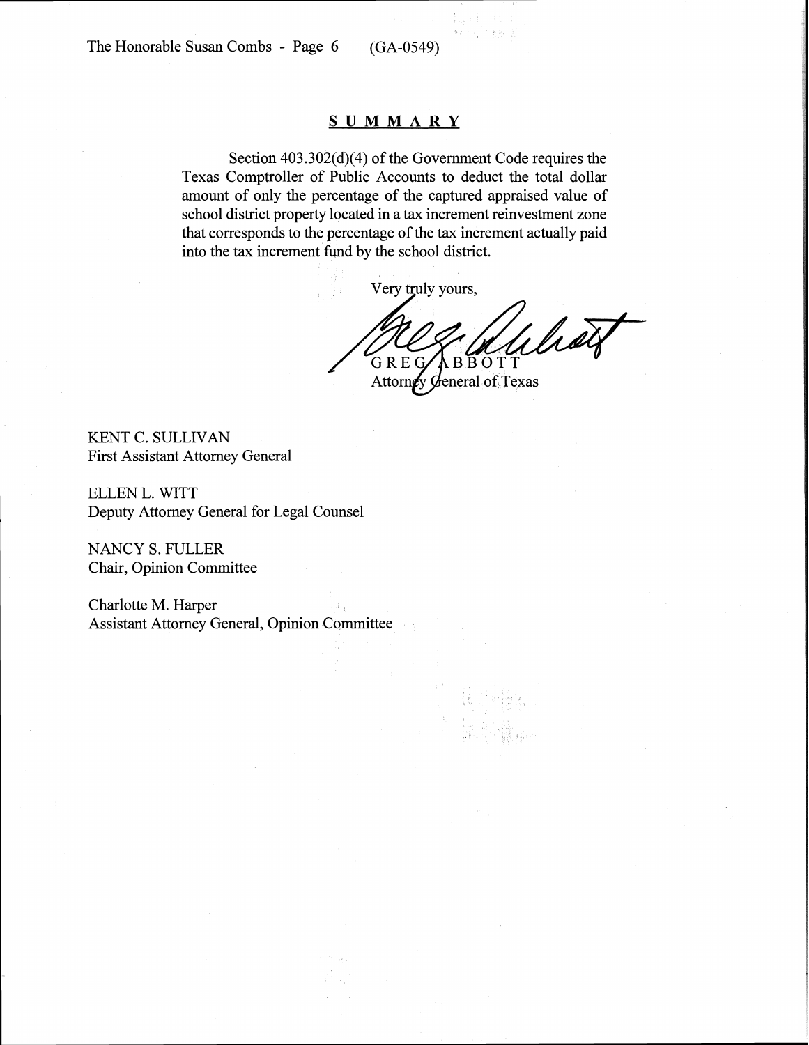## SUMMARY

Section 403.302(d)(4) of the Government Code requires the Texas Comptroller of Public Accounts to deduct the total dollar amount of only the percentage of the captured appraised value of school district property located in a tax increment reinvestment zone that corresponds to the percentage of the tax increment actually paid into the tax increment fund by the school district.

Very truly yours,

GREG ABBOTT
Attorney General of Texas

KENT C. SULLIVAN
First Assistant Attorney General

ELLEN L. WITT
Deputy Attorney General for Legal Counsel

NANCY S. FULLER
Chair, Opinion Committee

Charlotte M. Harper
Assistant Attorney General, Opinion Committee